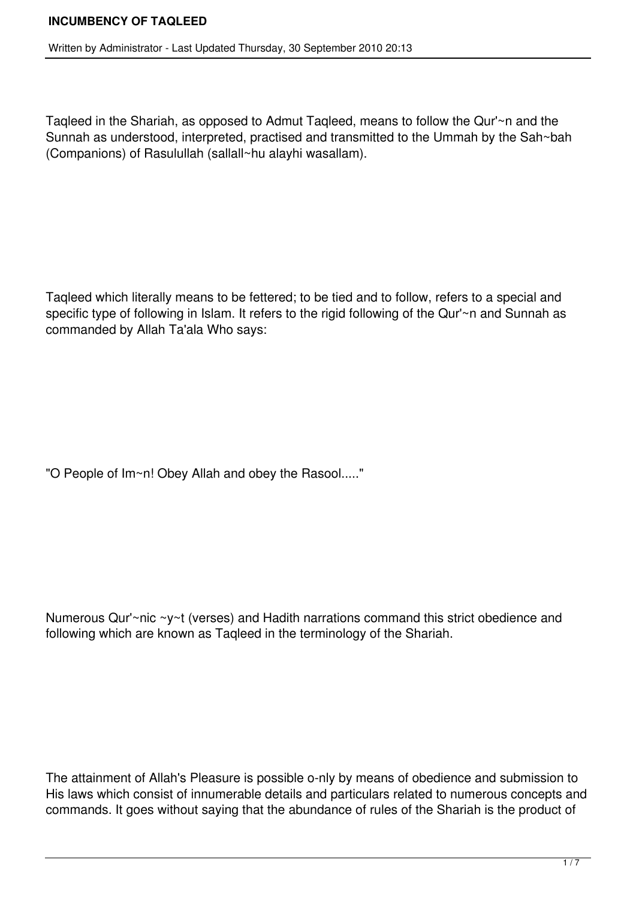# INCUMBENCY OF TAQLEED

Taqleed in the Shariah, as opposed to Admut Taqleed, means to follow the Qur'~n and the Sunnah as understood, interpreted, practised and transmitted to the Ummah by the Sah~bah (Companions) of Rasulullah (sallall~hu alayhi wasallam).

Taqleed which literally means to be fettered; to be tied and to follow, refers to a special and specific type of following in Islam. It refers to the rigid following of the Qur'~n and Sunnah as commanded by Allah Ta'ala Who says:

"O People of Im~n! Obey Allah and obey the Rasool....."

Numerous Qur'~nic ~y~t (verses) and Hadith narrations command this strict obedience and following which are known as Taqleed in the terminology of the Shariah.

The attainment of Allah's Pleasure is possible o-nly by means of obedience and submission to His laws which consist of innumerable details and particulars related to numerous concepts and commands. It goes without saying that the abundance of rules of the Shariah is the product of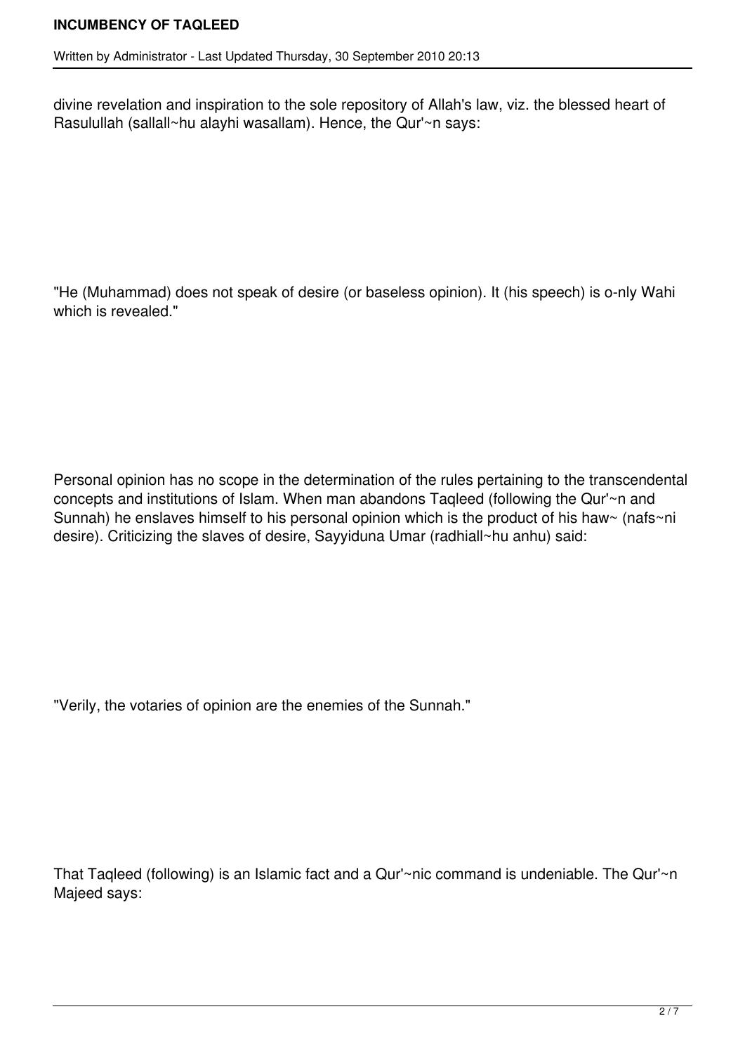divine revelation and inspiration to the sole repository of Allah's law, viz. the blessed heart of Rasulullah (sallall~hu alayhi wasallam). Hence, the Qur'~n says:

"He (Muhammad) does not speak of desire (or baseless opinion). It (his speech) is o-nly Wahi which is revealed."

Personal opinion has no scope in the determination of the rules pertaining to the transcendental concepts and institutions of Islam. When man abandons Taqleed (following the Qur'~n and Sunnah) he enslaves himself to his personal opinion which is the product of his haw~ (nafs~ni desire). Criticizing the slaves of desire, Sayyiduna Umar (radhiall~hu anhu) said:

"Verily, the votaries of opinion are the enemies of the Sunnah."

That Taqleed (following) is an Islamic fact and a Qur'~nic command is undeniable. The Qur'~n Majeed says: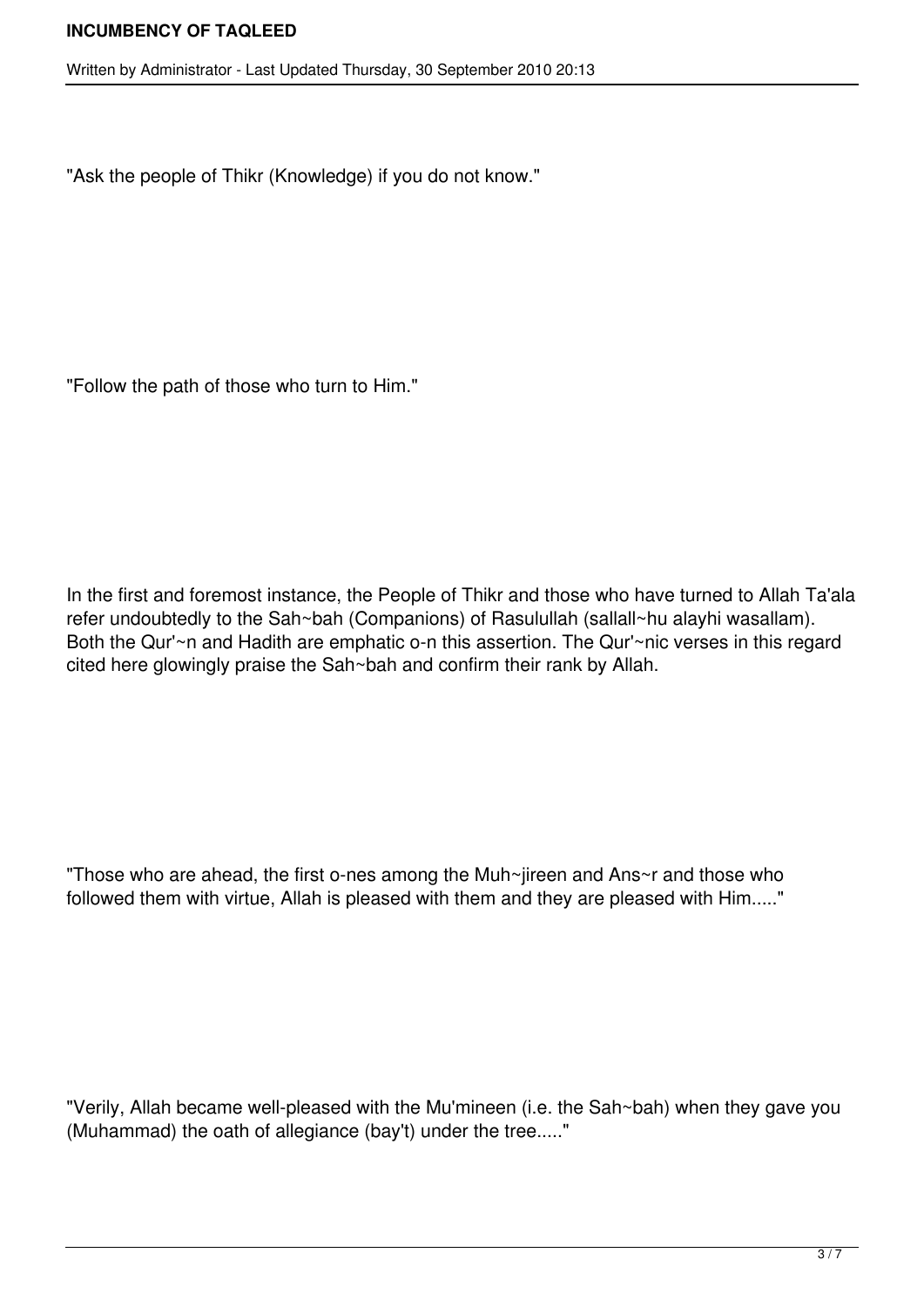"Ask the people of Thikr (Knowledge) if you do not know."

"Follow the path of those who turn to Him."

In the first and foremost instance, the People of Thikr and those who have turned to Allah Ta'ala refer undoubtedly to the Sah~bah (Companions) of Rasulullah (sallall~hu alayhi wasallam). Both the Qur'~n and Hadith are emphatic o-n this assertion. The Qur'~nic verses in this regard cited here glowingly praise the Sah~bah and confirm their rank by Allah.

"Those who are ahead, the first o-nes among the Muh~jireen and Ans~r and those who followed them with virtue, Allah is pleased with them and they are pleased with Him....."

"Verily, Allah became well-pleased with the Mu'mineen (i.e. the Sah~bah) when they gave you (Muhammad) the oath of allegiance (bay't) under the tree....."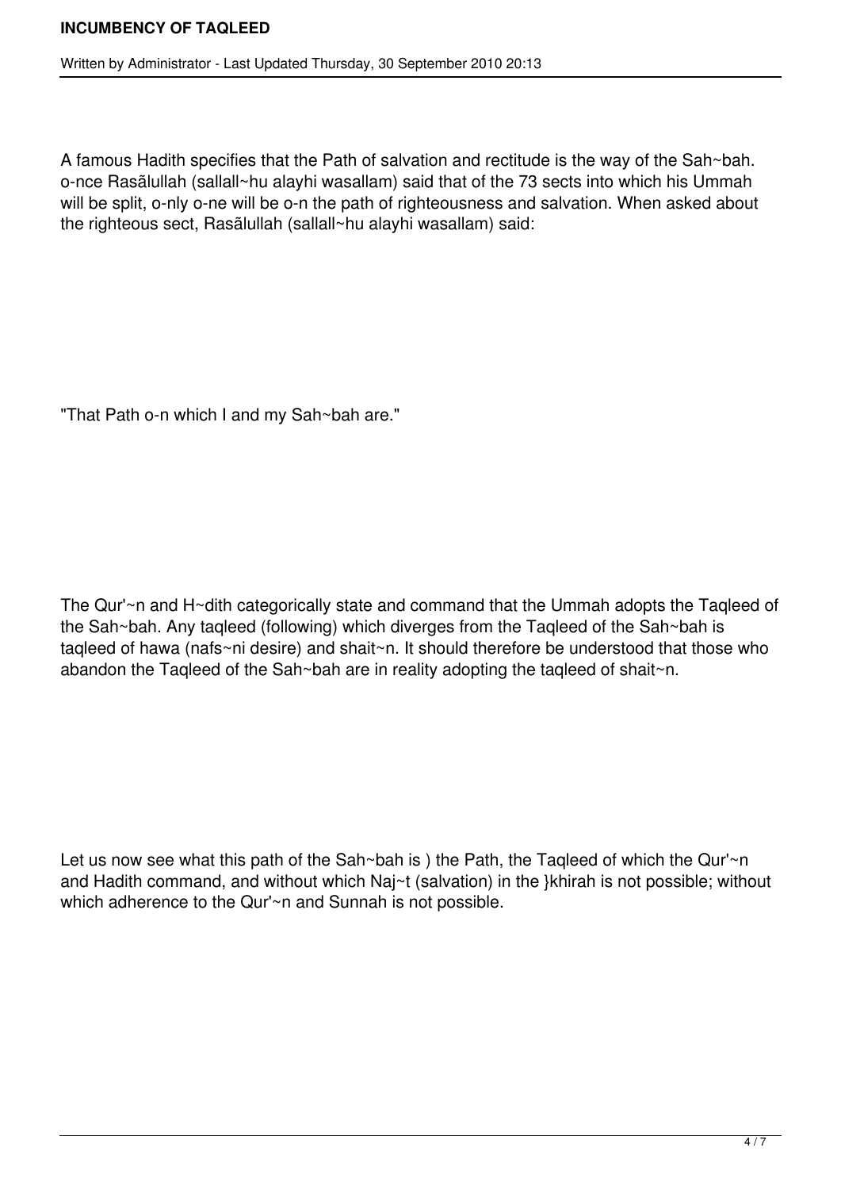A famous Hadith specifies that the Path of salvation and rectitude is the way of the Sah~bah. o-nce Rasãlullah (sallall~hu alayhi wasallam) said that of the 73 sects into which his Ummah will be split, o-nly o-ne will be o-n the path of righteousness and salvation. When asked about the righteous sect, Rasãlullah (sallall~hu alayhi wasallam) said:

"That Path o-n which I and my Sah~bah are."

The Qur'~n and H~dith categorically state and command that the Ummah adopts the Taqleed of the Sah~bah. Any taqleed (following) which diverges from the Taqleed of the Sah~bah is taqleed of hawa (nafs~ni desire) and shait~n. It should therefore be understood that those who abandon the Taqleed of the Sah~bah are in reality adopting the taqleed of shait~n.

Let us now see what this path of the Sah~bah is ) the Path, the Taqleed of which the Qur'~n and Hadith command, and without which Naj~t (salvation) in the }khirah is not possible; without which adherence to the Qur'~n and Sunnah is not possible.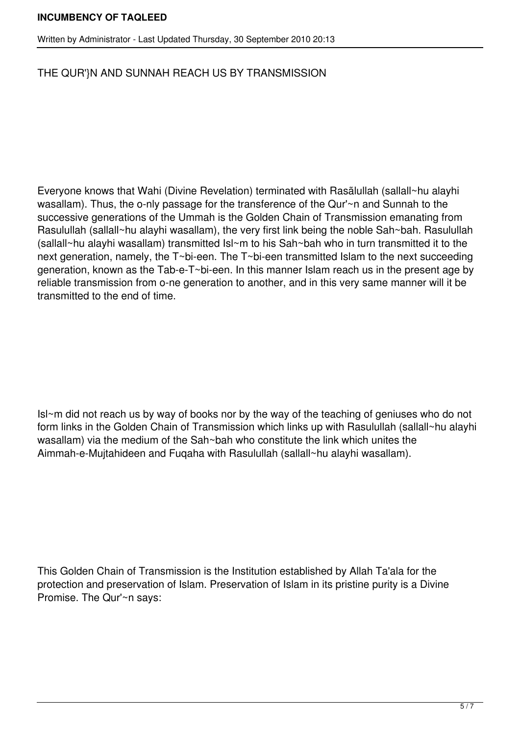THE QUR'}N AND SUNNAH REACH US BY TRANSMISSION

Everyone knows that Wahi (Divine Revelation) terminated with Rasãlullah (sallall~hu alayhi wasallam). Thus, the o-nly passage for the transference of the Qur'~n and Sunnah to the successive generations of the Ummah is the Golden Chain of Transmission emanating from Rasulullah (sallall~hu alayhi wasallam), the very first link being the noble Sah~bah. Rasulullah (sallall~hu alayhi wasallam) transmitted Isl~m to his Sah~bah who in turn transmitted it to the next generation, namely, the T~bi-een. The T~bi-een transmitted Islam to the next succeeding generation, known as the Tab-e-T~bi-een. In this manner Islam reach us in the present age by reliable transmission from o-ne generation to another, and in this very same manner will it be transmitted to the end of time.

Isl~m did not reach us by way of books nor by the way of the teaching of geniuses who do not form links in the Golden Chain of Transmission which links up with Rasulullah (sallall~hu alayhi wasallam) via the medium of the Sah~bah who constitute the link which unites the Aimmah-e-Mujtahideen and Fuqaha with Rasulullah (sallall~hu alayhi wasallam).

This Golden Chain of Transmission is the Institution established by Allah Ta'ala for the protection and preservation of Islam. Preservation of Islam in its pristine purity is a Divine Promise. The Qur'~n says: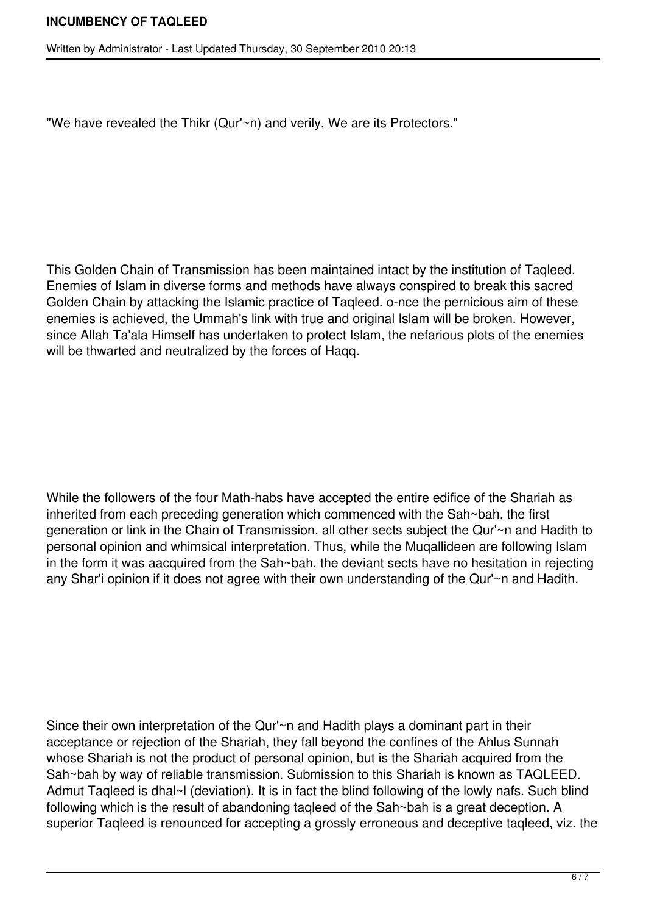"We have revealed the Thikr (Qur'~n) and verily, We are its Protectors."

This Golden Chain of Transmission has been maintained intact by the institution of Taqleed. Enemies of Islam in diverse forms and methods have always conspired to break this sacred Golden Chain by attacking the Islamic practice of Taqleed. o-nce the pernicious aim of these enemies is achieved, the Ummah's link with true and original Islam will be broken. However, since Allah Ta'ala Himself has undertaken to protect Islam, the nefarious plots of the enemies will be thwarted and neutralized by the forces of Haqq.

While the followers of the four Math-habs have accepted the entire edifice of the Shariah as inherited from each preceding generation which commenced with the Sah~bah, the first generation or link in the Chain of Transmission, all other sects subject the Qur'~n and Hadith to personal opinion and whimsical interpretation. Thus, while the Muqallideen are following Islam in the form it was aacquired from the Sah~bah, the deviant sects have no hesitation in rejecting any Shar'i opinion if it does not agree with their own understanding of the Qur'~n and Hadith.

Since their own interpretation of the Qur'~n and Hadith plays a dominant part in their acceptance or rejection of the Shariah, they fall beyond the confines of the Ahlus Sunnah whose Shariah is not the product of personal opinion, but is the Shariah acquired from the Sah~bah by way of reliable transmission. Submission to this Shariah is known as TAQLEED. Admut Taqleed is dhal~l (deviation). It is in fact the blind following of the lowly nafs. Such blind following which is the result of abandoning taqleed of the Sah~bah is a great deception. A superior Taqleed is renounced for accepting a grossly erroneous and deceptive taqleed, viz. the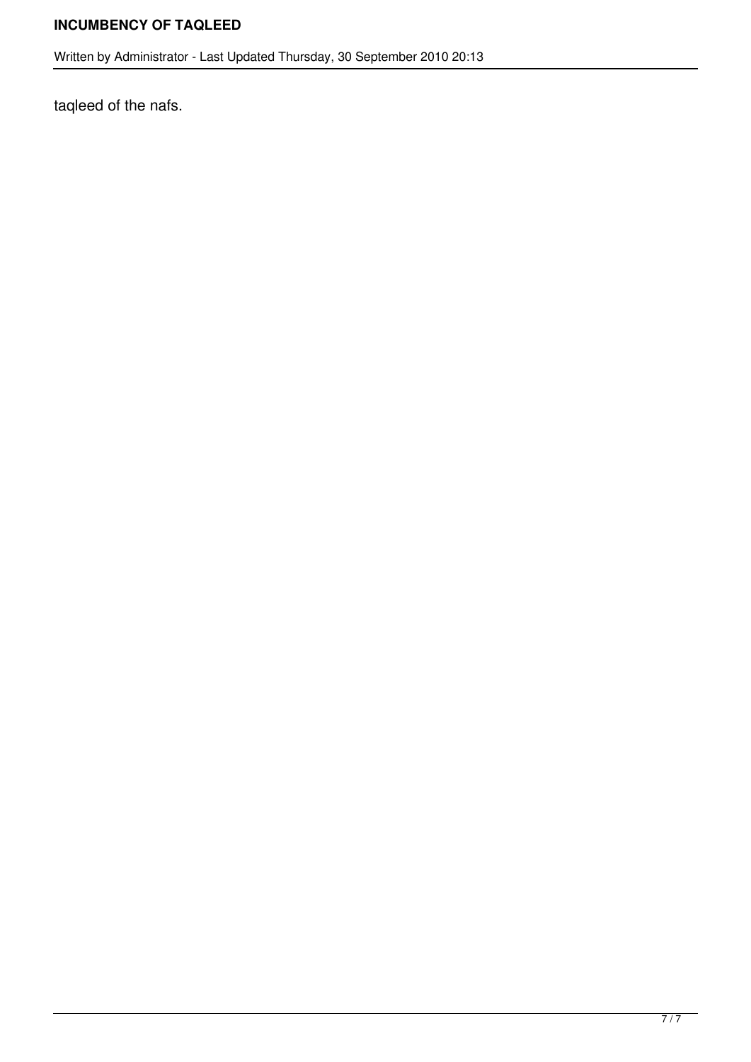taqleed of the nafs.